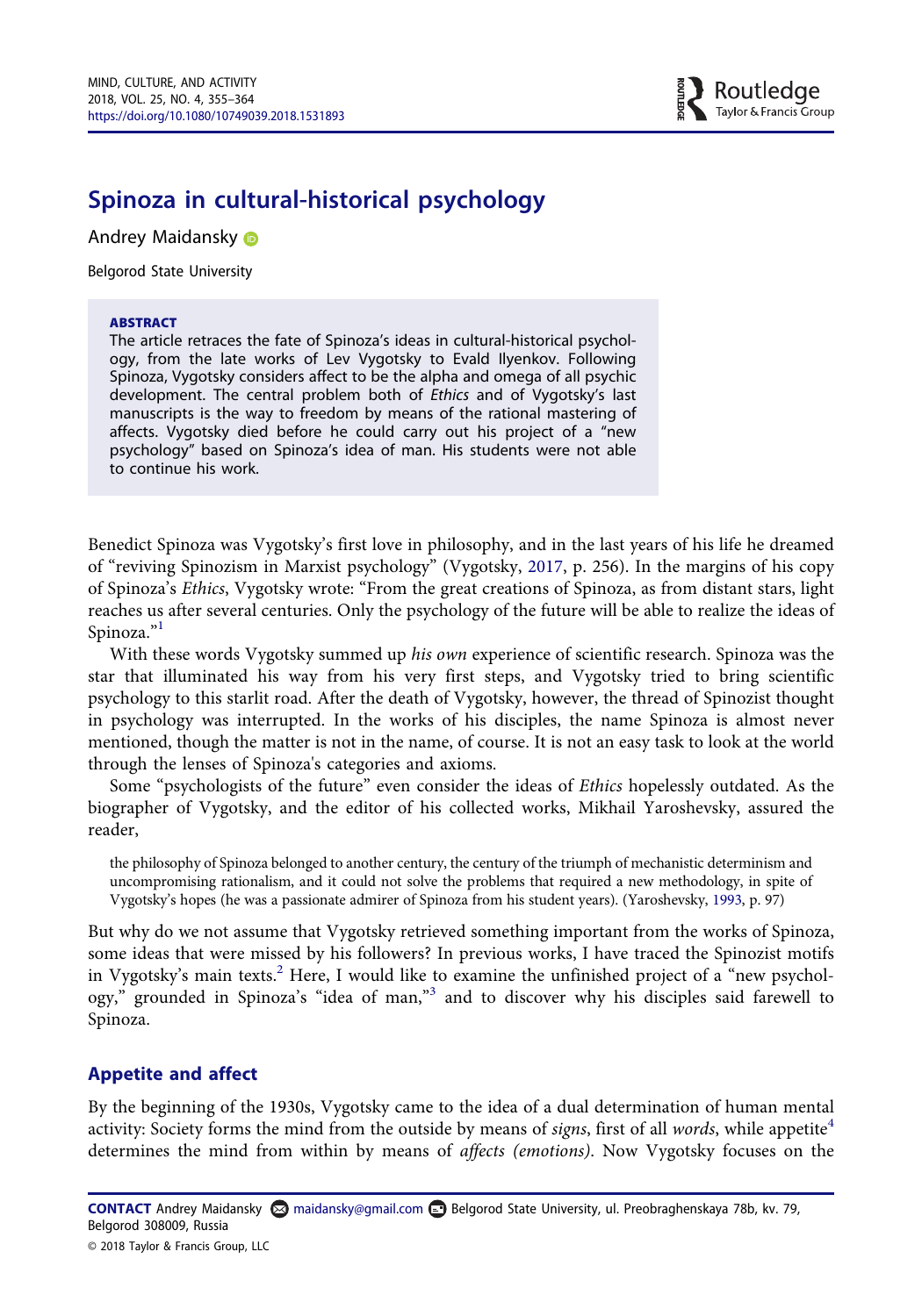# Spinoza in cultural-historical psychology

Andrey Maidansky

Belgorod State University

**ABSTRACT**

The article retraces the fate of Spinoza's ideas in cultural-historical psychology, from the late works of Lev Vygotsky to Evald Ilyenkov. Following Spinoza, Vygotsky considers affect to be the alpha and omega of all psychic development. The central problem both of *Ethics* and of Vygotsky's last manuscripts is the way to freedom by means of the rational mastering of affects. Vygotsky died before he could carry out his project of a "new psychology" based on Spinoza's idea of man. His students were not able to continue his work.

Benedict Spinoza was Vygotsky's first love in philosophy, and in the last years of his life he dreamed of "reviving Spinozism in Marxist psychology" (Vygotsky, 2017, p. 256). In the margins of his copy of Spinoza's *Ethics*, Vygotsky wrote: "From the great creations of Spinoza, as from distant stars, light reaches us after several centuries. Only the psychology of the future will be able to realize the ideas of Spinoza."[1]

With these words Vygotsky summed up *his own* experience of scientific research. Spinoza was the star that illuminated his way from his very first steps, and Vygotsky tried to bring scientific psychology to this starlit road. After the death of Vygotsky, however, the thread of Spinozist thought in psychology was interrupted. In the works of his disciples, the name Spinoza is almost never mentioned, though the matter is not in the name, of course. It is not an easy task to look at the world through the lenses of Spinoza's categories and axioms.

Some "psychologists of the future" even consider the ideas of *Ethics* hopelessly outdated. As the biographer of Vygotsky, and the editor of his collected works, Mikhail Yaroshevsky, assured the reader,

> the philosophy of Spinoza belonged to another century, the century of the triumph of mechanistic determinism and uncompromising rationalism, and it could not solve the problems that required a new methodology, in spite of Vygotsky's hopes (he was a passionate admirer of Spinoza from his student years). (Yaroshevsky, 1993, p. 97)

But why do we not assume that Vygotsky retrieved something important from the works of Spinoza, some ideas that were missed by his followers? In previous works, I have traced the Spinozist motifs in Vygotsky's main texts.[2] Here, I would like to examine the unfinished project of a "new psychology," grounded in Spinoza's "idea of man,"[3] and to discover why his disciples said farewell to Spinoza.

## Appetite and affect

By the beginning of the 1930s, Vygotsky came to the idea of a dual determination of human mental activity: Society forms the mind from the outside by means of *signs*, first of all *words*, while appetite[4] determines the mind from within by means of *affects (emotions)*. Now Vygotsky focuses on the

**CONTACT** Andrey Maidansky maidansky@gmail.com Belgorod State University, ul. Preobraghenskaya 78b, kv. 79, Belgorod 308009, Russia

© 2018 Taylor & Francis Group, LLC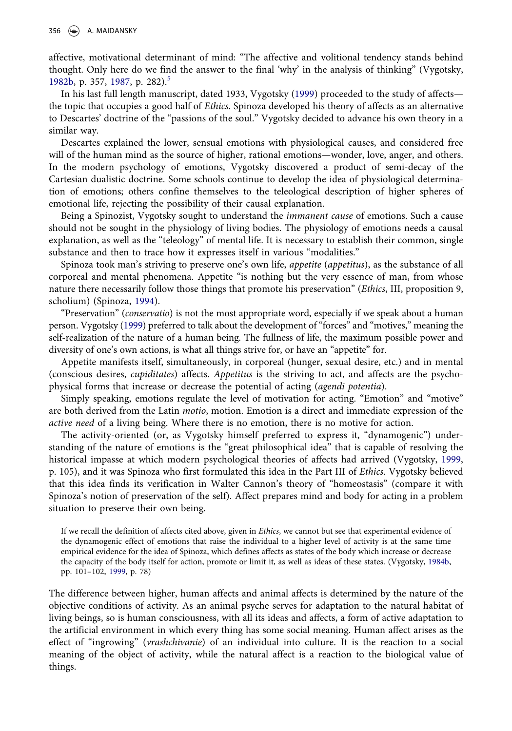affective, motivational determinant of mind: "The affective and volitional tendency stands behind thought. Only here do we find the answer to the final 'why' in the analysis of thinking" (Vygotsky, 1982b, p. 357, 1987, p. 282).[5]

In his last full length manuscript, dated 1933, Vygotsky (1999) proceeded to the study of affects—the topic that occupies a good half of *Ethics*. Spinoza developed his theory of affects as an alternative to Descartes' doctrine of the "passions of the soul." Vygotsky decided to advance his own theory in a similar way.

Descartes explained the lower, sensual emotions with physiological causes, and considered free will of the human mind as the source of higher, rational emotions—wonder, love, anger, and others. In the modern psychology of emotions, Vygotsky discovered a product of semi-decay of the Cartesian dualistic doctrine. Some schools continue to develop the idea of physiological determination of emotions; others confine themselves to the teleological description of higher spheres of emotional life, rejecting the possibility of their causal explanation.

Being a Spinozist, Vygotsky sought to understand the *immanent cause* of emotions. Such a cause should not be sought in the physiology of living bodies. The physiology of emotions needs a causal explanation, as well as the "teleology" of mental life. It is necessary to establish their common, single substance and then to trace how it expresses itself in various "modalities."

Spinoza took man's striving to preserve one's own life, *appetite* (*appetitus*), as the substance of all corporeal and mental phenomena. Appetite "is nothing but the very essence of man, from whose nature there necessarily follow those things that promote his preservation" (*Ethics*, III, proposition 9, scholium) (Spinoza, 1994).

"Preservation" (*conservatio*) is not the most appropriate word, especially if we speak about a human person. Vygotsky (1999) preferred to talk about the development of "forces" and "motives," meaning the self-realization of the nature of a human being. The fullness of life, the maximum possible power and diversity of one's own actions, is what all things strive for, or have an "appetite" for.

Appetite manifests itself, simultaneously, in corporeal (hunger, sexual desire, etc.) and in mental (conscious desires, *cupiditates*) affects. *Appetitus* is the striving to act, and affects are the psychophysical forms that increase or decrease the potential of acting (*agendi potentia*).

Simply speaking, emotions regulate the level of motivation for acting. "Emotion" and "motive" are both derived from the Latin *motio*, motion. Emotion is a direct and immediate expression of the *active need* of a living being. Where there is no emotion, there is no motive for action.

The activity-oriented (or, as Vygotsky himself preferred to express it, "dynamogenic") understanding of the nature of emotions is the "great philosophical idea" that is capable of resolving the historical impasse at which modern psychological theories of affects had arrived (Vygotsky, 1999, p. 105), and it was Spinoza who first formulated this idea in the Part III of *Ethics*. Vygotsky believed that this idea finds its verification in Walter Cannon's theory of "homeostasis" (compare it with Spinoza's notion of preservation of the self). Affect prepares mind and body for acting in a problem situation to preserve their own being.

> If we recall the definition of affects cited above, given in *Ethics*, we cannot but see that experimental evidence of the dynamogenic effect of emotions that raise the individual to a higher level of activity is at the same time empirical evidence for the idea of Spinoza, which defines affects as states of the body which increase or decrease the capacity of the body itself for action, promote or limit it, as well as ideas of these states. (Vygotsky, 1984b, pp. 101–102, 1999, p. 78)

The difference between higher, human affects and animal affects is determined by the nature of the objective conditions of activity. As an animal psyche serves for adaptation to the natural habitat of living beings, so is human consciousness, with all its ideas and affects, a form of active adaptation to the artificial environment in which every thing has some social meaning. Human affect arises as the effect of "ingrowing" (*vrashchivanie*) of an individual into culture. It is the reaction to a social meaning of the object of activity, while the natural affect is a reaction to the biological value of things.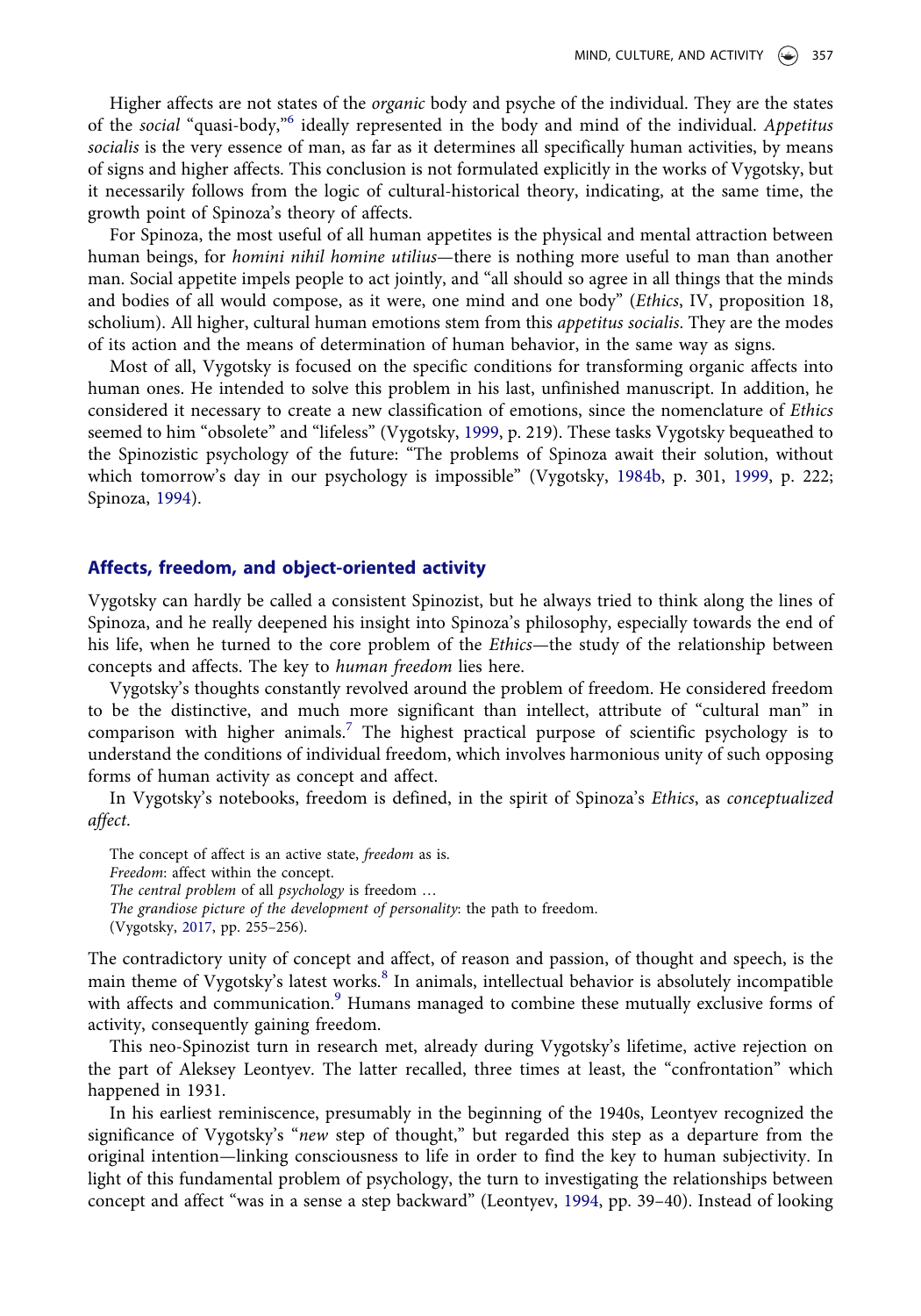Higher affects are not states of the *organic* body and psyche of the individual. They are the states of the *social* "quasi-body,"[6] ideally represented in the body and mind of the individual. *Appetitus socialis* is the very essence of man, as far as it determines all specifically human activities, by means of signs and higher affects. This conclusion is not formulated explicitly in the works of Vygotsky, but it necessarily follows from the logic of cultural-historical theory, indicating, at the same time, the growth point of Spinoza's theory of affects.

For Spinoza, the most useful of all human appetites is the physical and mental attraction between human beings, for *homini nihil homine utilius*—there is nothing more useful to man than another man. Social appetite impels people to act jointly, and "all should so agree in all things that the minds and bodies of all would compose, as it were, one mind and one body" (*Ethics*, IV, proposition 18, scholium). All higher, cultural human emotions stem from this *appetitus socialis*. They are the modes of its action and the means of determination of human behavior, in the same way as signs.

Most of all, Vygotsky is focused on the specific conditions for transforming organic affects into human ones. He intended to solve this problem in his last, unfinished manuscript. In addition, he considered it necessary to create a new classification of emotions, since the nomenclature of *Ethics* seemed to him "obsolete" and "lifeless" (Vygotsky, 1999, p. 219). These tasks Vygotsky bequeathed to the Spinozistic psychology of the future: "The problems of Spinoza await their solution, without which tomorrow's day in our psychology is impossible" (Vygotsky, 1984b, p. 301, 1999, p. 222; Spinoza, 1994).

## Affects, freedom, and object-oriented activity

Vygotsky can hardly be called a consistent Spinozist, but he always tried to think along the lines of Spinoza, and he really deepened his insight into Spinoza's philosophy, especially towards the end of his life, when he turned to the core problem of the *Ethics*—the study of the relationship between concepts and affects. The key to *human freedom* lies here.

Vygotsky's thoughts constantly revolved around the problem of freedom. He considered freedom to be the distinctive, and much more significant than intellect, attribute of "cultural man" in comparison with higher animals.[7] The highest practical purpose of scientific psychology is to understand the conditions of individual freedom, which involves harmonious unity of such opposing forms of human activity as concept and affect.

In Vygotsky's notebooks, freedom is defined, in the spirit of Spinoza's *Ethics*, as *conceptualized affect*.

> The concept of affect is an active state, *freedom* as is.
> *Freedom*: affect within the concept.
> *The central problem* of all *psychology* is freedom …
> *The grandiose picture of the development of personality*: the path to freedom.
> (Vygotsky, 2017, pp. 255–256).

The contradictory unity of concept and affect, of reason and passion, of thought and speech, is the main theme of Vygotsky's latest works.[8] In animals, intellectual behavior is absolutely incompatible with affects and communication.[9] Humans managed to combine these mutually exclusive forms of activity, consequently gaining freedom.

This neo-Spinozist turn in research met, already during Vygotsky's lifetime, active rejection on the part of Aleksey Leontyev. The latter recalled, three times at least, the "confrontation" which happened in 1931.

In his earliest reminiscence, presumably in the beginning of the 1940s, Leontyev recognized the significance of Vygotsky's "*new* step of thought," but regarded this step as a departure from the original intention—linking consciousness to life in order to find the key to human subjectivity. In light of this fundamental problem of psychology, the turn to investigating the relationships between concept and affect "was in a sense a step backward" (Leontyev, 1994, pp. 39–40). Instead of looking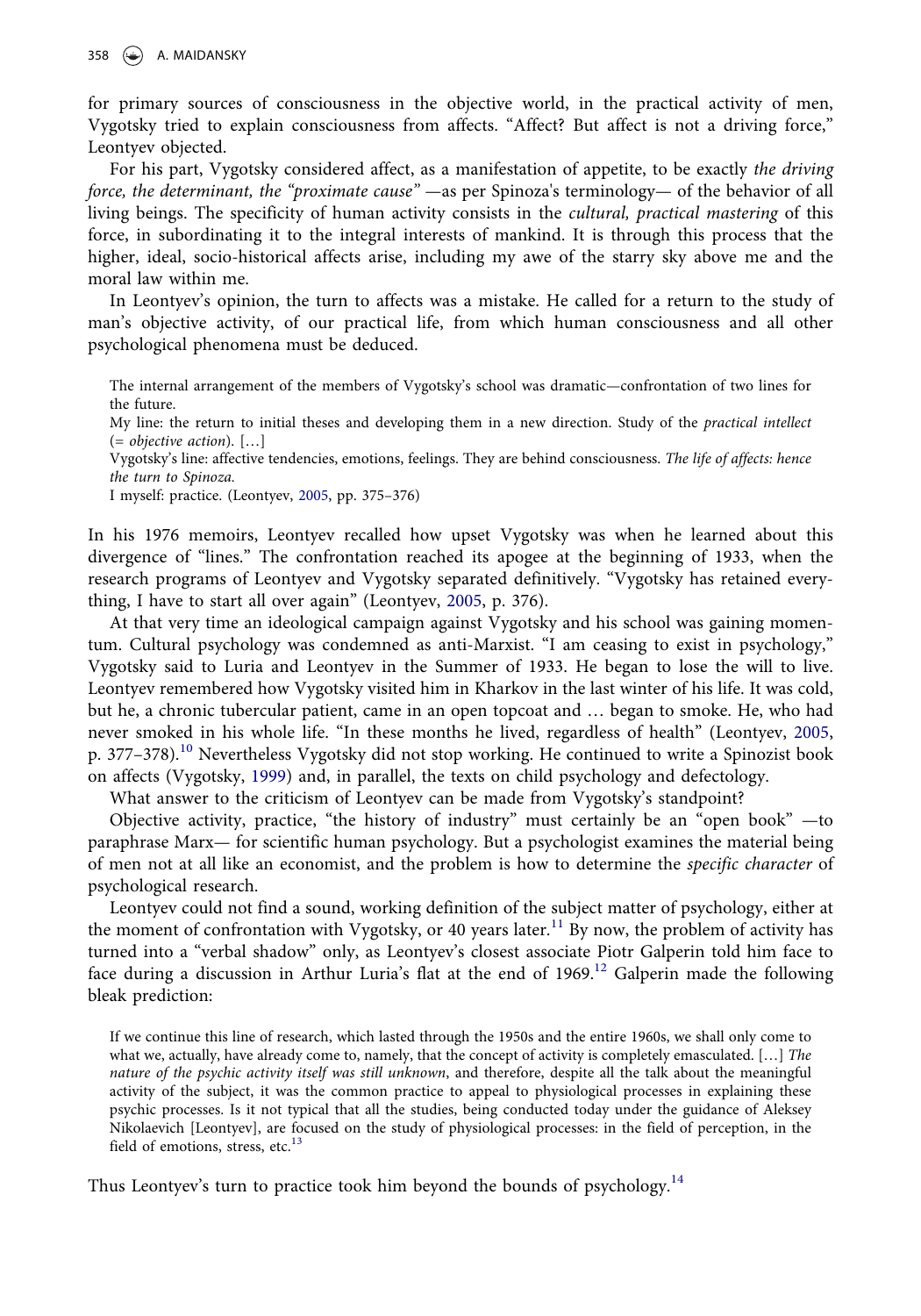for primary sources of consciousness in the objective world, in the practical activity of men, Vygotsky tried to explain consciousness from affects. "Affect? But affect is not a driving force," Leontyev objected.

For his part, Vygotsky considered affect, as a manifestation of appetite, to be exactly *the driving force, the determinant, the "proximate cause"* —as per Spinoza's terminology— of the behavior of all living beings. The specificity of human activity consists in the *cultural, practical mastering* of this force, in subordinating it to the integral interests of mankind. It is through this process that the higher, ideal, socio-historical affects arise, including my awe of the starry sky above me and the moral law within me.

In Leontyev's opinion, the turn to affects was a mistake. He called for a return to the study of man's objective activity, of our practical life, from which human consciousness and all other psychological phenomena must be deduced.

> The internal arrangement of the members of Vygotsky's school was dramatic—confrontation of two lines for the future.
>
> My line: the return to initial theses and developing them in a new direction. Study of the *practical intellect* (= *objective action*). […]
>
> Vygotsky's line: affective tendencies, emotions, feelings. They are behind consciousness. *The life of affects: hence the turn to Spinoza.*
>
> I myself: practice. (Leontyev, 2005, pp. 375–376)

In his 1976 memoirs, Leontyev recalled how upset Vygotsky was when he learned about this divergence of "lines." The confrontation reached its apogee at the beginning of 1933, when the research programs of Leontyev and Vygotsky separated definitively. "Vygotsky has retained everything, I have to start all over again" (Leontyev, 2005, p. 376).

At that very time an ideological campaign against Vygotsky and his school was gaining momentum. Cultural psychology was condemned as anti-Marxist. "I am ceasing to exist in psychology," Vygotsky said to Luria and Leontyev in the Summer of 1933. He began to lose the will to live. Leontyev remembered how Vygotsky visited him in Kharkov in the last winter of his life. It was cold, but he, a chronic tubercular patient, came in an open topcoat and … began to smoke. He, who had never smoked in his whole life. "In these months he lived, regardless of health" (Leontyev, 2005, p. 377–378).[10] Nevertheless Vygotsky did not stop working. He continued to write a Spinozist book on affects (Vygotsky, 1999) and, in parallel, the texts on child psychology and defectology.

What answer to the criticism of Leontyev can be made from Vygotsky's standpoint?

Objective activity, practice, "the history of industry" must certainly be an "open book" —to paraphrase Marx— for scientific human psychology. But a psychologist examines the material being of men not at all like an economist, and the problem is how to determine the *specific character* of psychological research.

Leontyev could not find a sound, working definition of the subject matter of psychology, either at the moment of confrontation with Vygotsky, or 40 years later.[11] By now, the problem of activity has turned into a "verbal shadow" only, as Leontyev's closest associate Piotr Galperin told him face to face during a discussion in Arthur Luria's flat at the end of 1969.[12] Galperin made the following bleak prediction:

> If we continue this line of research, which lasted through the 1950s and the entire 1960s, we shall only come to what we, actually, have already come to, namely, that the concept of activity is completely emasculated. […] *The nature of the psychic activity itself was still unknown*, and therefore, despite all the talk about the meaningful activity of the subject, it was the common practice to appeal to physiological processes in explaining these psychic processes. Is it not typical that all the studies, being conducted today under the guidance of Aleksey Nikolaevich [Leontyev], are focused on the study of physiological processes: in the field of perception, in the field of emotions, stress, etc.[13]

Thus Leontyev's turn to practice took him beyond the bounds of psychology.[14]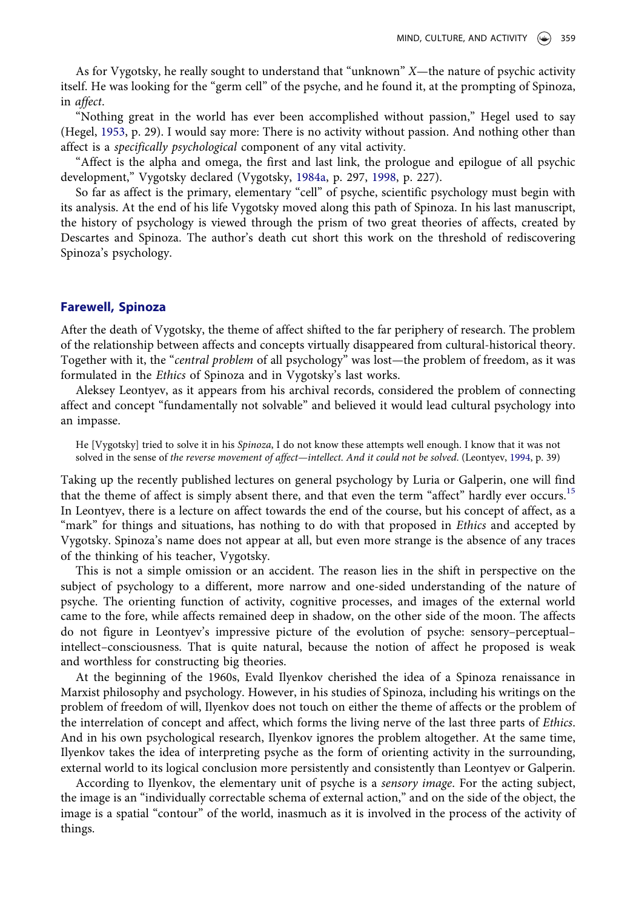As for Vygotsky, he really sought to understand that "unknown" *X*—the nature of psychic activity itself. He was looking for the "germ cell" of the psyche, and he found it, at the prompting of Spinoza, in *affect*.

"Nothing great in the world has ever been accomplished without passion," Hegel used to say (Hegel, 1953, p. 29). I would say more: There is no activity without passion. And nothing other than affect is a *specifically psychological* component of any vital activity.

"Affect is the alpha and omega, the first and last link, the prologue and epilogue of all psychic development," Vygotsky declared (Vygotsky, 1984a, p. 297, 1998, p. 227).

So far as affect is the primary, elementary "cell" of psyche, scientific psychology must begin with its analysis. At the end of his life Vygotsky moved along this path of Spinoza. In his last manuscript, the history of psychology is viewed through the prism of two great theories of affects, created by Descartes and Spinoza. The author's death cut short this work on the threshold of rediscovering Spinoza's psychology.

## Farewell, Spinoza

After the death of Vygotsky, the theme of affect shifted to the far periphery of research. The problem of the relationship between affects and concepts virtually disappeared from cultural-historical theory. Together with it, the "*central problem* of all psychology" was lost—the problem of freedom, as it was formulated in the *Ethics* of Spinoza and in Vygotsky's last works.

Aleksey Leontyev, as it appears from his archival records, considered the problem of connecting affect and concept "fundamentally not solvable" and believed it would lead cultural psychology into an impasse.

> He [Vygotsky] tried to solve it in his *Spinoza*, I do not know these attempts well enough. I know that it was not solved in the sense of *the reverse movement of affect—intellect. And it could not be solved.* (Leontyev, 1994, p. 39)

Taking up the recently published lectures on general psychology by Luria or Galperin, one will find that the theme of affect is simply absent there, and that even the term "affect" hardly ever occurs.[15] In Leontyev, there is a lecture on affect towards the end of the course, but his concept of affect, as a "mark" for things and situations, has nothing to do with that proposed in *Ethics* and accepted by Vygotsky. Spinoza's name does not appear at all, but even more strange is the absence of any traces of the thinking of his teacher, Vygotsky.

This is not a simple omission or an accident. The reason lies in the shift in perspective on the subject of psychology to a different, more narrow and one-sided understanding of the nature of psyche. The orienting function of activity, cognitive processes, and images of the external world came to the fore, while affects remained deep in shadow, on the other side of the moon. The affects do not figure in Leontyev's impressive picture of the evolution of psyche: sensory–perceptual–intellect–consciousness. That is quite natural, because the notion of affect he proposed is weak and worthless for constructing big theories.

At the beginning of the 1960s, Evald Ilyenkov cherished the idea of a Spinoza renaissance in Marxist philosophy and psychology. However, in his studies of Spinoza, including his writings on the problem of freedom of will, Ilyenkov does not touch on either the theme of affects or the problem of the interrelation of concept and affect, which forms the living nerve of the last three parts of *Ethics*. And in his own psychological research, Ilyenkov ignores the problem altogether. At the same time, Ilyenkov takes the idea of interpreting psyche as the form of orienting activity in the surrounding, external world to its logical conclusion more persistently and consistently than Leontyev or Galperin.

According to Ilyenkov, the elementary unit of psyche is a *sensory image*. For the acting subject, the image is an "individually correctable schema of external action," and on the side of the object, the image is a spatial "contour" of the world, inasmuch as it is involved in the process of the activity of things.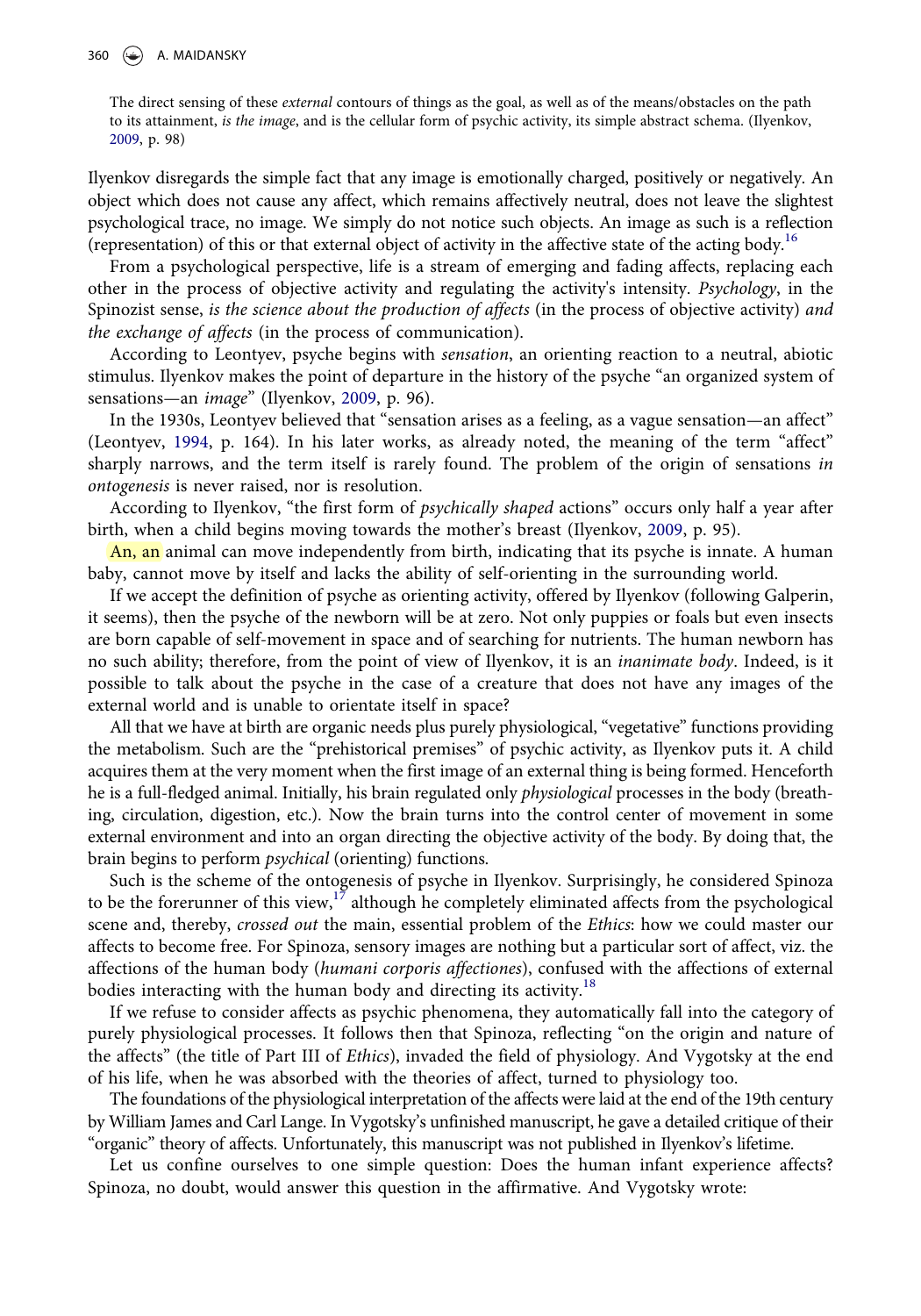> The direct sensing of these *external* contours of things as the goal, as well as of the means/obstacles on the path to its attainment, *is the image*, and is the cellular form of psychic activity, its simple abstract schema. (Ilyenkov, 2009, p. 98)

Ilyenkov disregards the simple fact that any image is emotionally charged, positively or negatively. An object which does not cause any affect, which remains affectively neutral, does not leave the slightest psychological trace, no image. We simply do not notice such objects. An image as such is a reflection (representation) of this or that external object of activity in the affective state of the acting body.[16]

From a psychological perspective, life is a stream of emerging and fading affects, replacing each other in the process of objective activity and regulating the activity's intensity. *Psychology*, in the Spinozist sense, *is the science about the production of affects* (in the process of objective activity) *and the exchange of affects* (in the process of communication).

According to Leontyev, psyche begins with *sensation*, an orienting reaction to a neutral, abiotic stimulus. Ilyenkov makes the point of departure in the history of the psyche "an organized system of sensations—an *image*" (Ilyenkov, 2009, p. 96).

In the 1930s, Leontyev believed that "sensation arises as a feeling, as a vague sensation—an affect" (Leontyev, 1994, p. 164). In his later works, as already noted, the meaning of the term "affect" sharply narrows, and the term itself is rarely found. The problem of the origin of sensations *in ontogenesis* is never raised, nor is resolution.

According to Ilyenkov, "the first form of *psychically shaped* actions" occurs only half a year after birth, when a child begins moving towards the mother's breast (Ilyenkov, 2009, p. 95).

An, an animal can move independently from birth, indicating that its psyche is innate. A human baby, cannot move by itself and lacks the ability of self-orienting in the surrounding world.

If we accept the definition of psyche as orienting activity, offered by Ilyenkov (following Galperin, it seems), then the psyche of the newborn will be at zero. Not only puppies or foals but even insects are born capable of self-movement in space and of searching for nutrients. The human newborn has no such ability; therefore, from the point of view of Ilyenkov, it is an *inanimate body*. Indeed, is it possible to talk about the psyche in the case of a creature that does not have any images of the external world and is unable to orientate itself in space?

All that we have at birth are organic needs plus purely physiological, "vegetative" functions providing the metabolism. Such are the "prehistorical premises" of psychic activity, as Ilyenkov puts it. A child acquires them at the very moment when the first image of an external thing is being formed. Henceforth he is a full-fledged animal. Initially, his brain regulated only *physiological* processes in the body (breathing, circulation, digestion, etc.). Now the brain turns into the control center of movement in some external environment and into an organ directing the objective activity of the body. By doing that, the brain begins to perform *psychical* (orienting) functions.

Such is the scheme of the ontogenesis of psyche in Ilyenkov. Surprisingly, he considered Spinoza to be the forerunner of this view,[17] although he completely eliminated affects from the psychological scene and, thereby, *crossed out* the main, essential problem of the *Ethics*: how we could master our affects to become free. For Spinoza, sensory images are nothing but a particular sort of affect, viz. the affections of the human body (*humani corporis affectiones*), confused with the affections of external bodies interacting with the human body and directing its activity.[18]

If we refuse to consider affects as psychic phenomena, they automatically fall into the category of purely physiological processes. It follows then that Spinoza, reflecting "on the origin and nature of the affects" (the title of Part III of *Ethics*), invaded the field of physiology. And Vygotsky at the end of his life, when he was absorbed with the theories of affect, turned to physiology too.

The foundations of the physiological interpretation of the affects were laid at the end of the 19th century by William James and Carl Lange. In Vygotsky's unfinished manuscript, he gave a detailed critique of their "organic" theory of affects. Unfortunately, this manuscript was not published in Ilyenkov's lifetime.

Let us confine ourselves to one simple question: Does the human infant experience affects? Spinoza, no doubt, would answer this question in the affirmative. And Vygotsky wrote: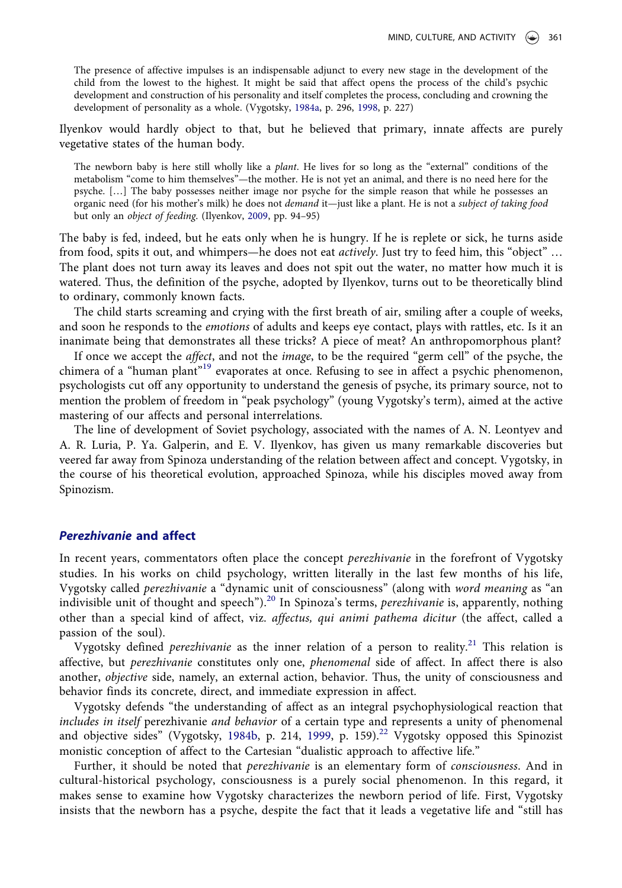> The presence of affective impulses is an indispensable adjunct to every new stage in the development of the child from the lowest to the highest. It might be said that affect opens the process of the child's psychic development and construction of his personality and itself completes the process, concluding and crowning the development of personality as a whole. (Vygotsky, 1984a, p. 296, 1998, p. 227)

Ilyenkov would hardly object to that, but he believed that primary, innate affects are purely vegetative states of the human body.

> The newborn baby is here still wholly like a *plant*. He lives for so long as the "external" conditions of the metabolism "come to him themselves"—the mother. He is not yet an animal, and there is no need here for the psyche. […] The baby possesses neither image nor psyche for the simple reason that while he possesses an organic need (for his mother's milk) he does not *demand* it—just like a plant. He is not a *subject of taking food* but only an *object of feeding*. (Ilyenkov, 2009, pp. 94–95)

The baby is fed, indeed, but he eats only when he is hungry. If he is replete or sick, he turns aside from food, spits it out, and whimpers—he does not eat *actively*. Just try to feed him, this "object" … The plant does not turn away its leaves and does not spit out the water, no matter how much it is watered. Thus, the definition of the psyche, adopted by Ilyenkov, turns out to be theoretically blind to ordinary, commonly known facts.

The child starts screaming and crying with the first breath of air, smiling after a couple of weeks, and soon he responds to the *emotions* of adults and keeps eye contact, plays with rattles, etc. Is it an inanimate being that demonstrates all these tricks? A piece of meat? An anthropomorphous plant?

If once we accept the *affect*, and not the *image*, to be the required "germ cell" of the psyche, the chimera of a "human plant"[19] evaporates at once. Refusing to see in affect a psychic phenomenon, psychologists cut off any opportunity to understand the genesis of psyche, its primary source, not to mention the problem of freedom in "peak psychology" (young Vygotsky's term), aimed at the active mastering of our affects and personal interrelations.

The line of development of Soviet psychology, associated with the names of A. N. Leontyev and A. R. Luria, P. Ya. Galperin, and E. V. Ilyenkov, has given us many remarkable discoveries but veered far away from Spinoza understanding of the relation between affect and concept. Vygotsky, in the course of his theoretical evolution, approached Spinoza, while his disciples moved away from Spinozism.

## *Perezhivanie* and affect

In recent years, commentators often place the concept *perezhivanie* in the forefront of Vygotsky studies. In his works on child psychology, written literally in the last few months of his life, Vygotsky called *perezhivanie* a "dynamic unit of consciousness" (along with *word meaning* as "an indivisible unit of thought and speech").[20] In Spinoza's terms, *perezhivanie* is, apparently, nothing other than a special kind of affect, viz. *affectus, qui animi pathema dicitur* (the affect, called a passion of the soul).

Vygotsky defined *perezhivanie* as the inner relation of a person to reality.[21] This relation is affective, but *perezhivanie* constitutes only one, *phenomenal* side of affect. In affect there is also another, *objective* side, namely, an external action, behavior. Thus, the unity of consciousness and behavior finds its concrete, direct, and immediate expression in affect.

Vygotsky defends "the understanding of affect as an integral psychophysiological reaction that *includes in itself* perezhivanie *and behavior* of a certain type and represents a unity of phenomenal and objective sides" (Vygotsky, 1984b, p. 214, 1999, p. 159).[22] Vygotsky opposed this Spinozist monistic conception of affect to the Cartesian "dualistic approach to affective life."

Further, it should be noted that *perezhivanie* is an elementary form of *consciousness*. And in cultural-historical psychology, consciousness is a purely social phenomenon. In this regard, it makes sense to examine how Vygotsky characterizes the newborn period of life. First, Vygotsky insists that the newborn has a psyche, despite the fact that it leads a vegetative life and "still has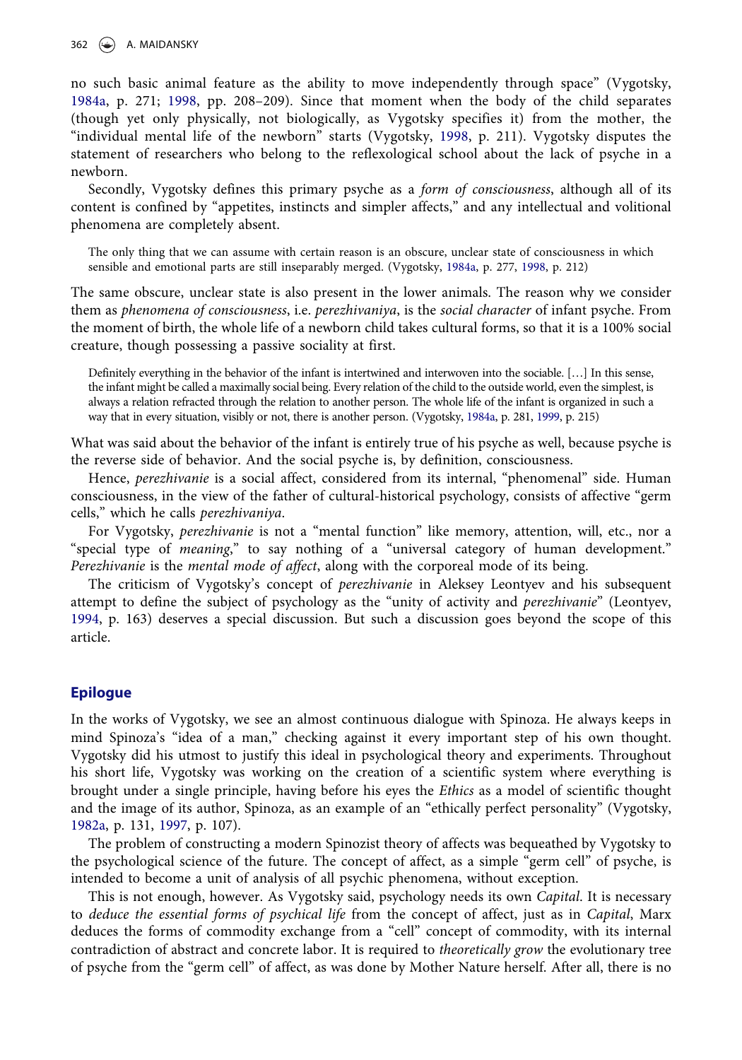no such basic animal feature as the ability to move independently through space" (Vygotsky, 1984a, p. 271; 1998, pp. 208–209). Since that moment when the body of the child separates (though yet only physically, not biologically, as Vygotsky specifies it) from the mother, the "individual mental life of the newborn" starts (Vygotsky, 1998, p. 211). Vygotsky disputes the statement of researchers who belong to the reflexological school about the lack of psyche in a newborn.

Secondly, Vygotsky defines this primary psyche as a *form of consciousness*, although all of its content is confined by "appetites, instincts and simpler affects," and any intellectual and volitional phenomena are completely absent.

> The only thing that we can assume with certain reason is an obscure, unclear state of consciousness in which sensible and emotional parts are still inseparably merged. (Vygotsky, 1984a, p. 277, 1998, p. 212)

The same obscure, unclear state is also present in the lower animals. The reason why we consider them as *phenomena of consciousness*, i.e. *perezhivaniya*, is the *social character* of infant psyche. From the moment of birth, the whole life of a newborn child takes cultural forms, so that it is a 100% social creature, though possessing a passive sociality at first.

> Definitely everything in the behavior of the infant is intertwined and interwoven into the sociable. […] In this sense, the infant might be called a maximally social being. Every relation of the child to the outside world, even the simplest, is always a relation refracted through the relation to another person. The whole life of the infant is organized in such a way that in every situation, visibly or not, there is another person. (Vygotsky, 1984a, p. 281, 1999, p. 215)

What was said about the behavior of the infant is entirely true of his psyche as well, because psyche is the reverse side of behavior. And the social psyche is, by definition, consciousness.

Hence, *perezhivanie* is a social affect, considered from its internal, "phenomenal" side. Human consciousness, in the view of the father of cultural-historical psychology, consists of affective "germ cells," which he calls *perezhivaniya*.

For Vygotsky, *perezhivanie* is not a "mental function" like memory, attention, will, etc., nor a "special type of *meaning*," to say nothing of a "universal category of human development." *Perezhivanie* is the *mental mode of affect*, along with the corporeal mode of its being.

The criticism of Vygotsky's concept of *perezhivanie* in Aleksey Leontyev and his subsequent attempt to define the subject of psychology as the "unity of activity and *perezhivanie*" (Leontyev, 1994, p. 163) deserves a special discussion. But such a discussion goes beyond the scope of this article.

## Epilogue

In the works of Vygotsky, we see an almost continuous dialogue with Spinoza. He always keeps in mind Spinoza's "idea of a man," checking against it every important step of his own thought. Vygotsky did his utmost to justify this ideal in psychological theory and experiments. Throughout his short life, Vygotsky was working on the creation of a scientific system where everything is brought under a single principle, having before his eyes the *Ethics* as a model of scientific thought and the image of its author, Spinoza, as an example of an "ethically perfect personality" (Vygotsky, 1982a, p. 131, 1997, p. 107).

The problem of constructing a modern Spinozist theory of affects was bequeathed by Vygotsky to the psychological science of the future. The concept of affect, as a simple "germ cell" of psyche, is intended to become a unit of analysis of all psychic phenomena, without exception.

This is not enough, however. As Vygotsky said, psychology needs its own *Capital*. It is necessary to *deduce the essential forms of psychical life* from the concept of affect, just as in *Capital*, Marx deduces the forms of commodity exchange from a "cell" concept of commodity, with its internal contradiction of abstract and concrete labor. It is required to *theoretically grow* the evolutionary tree of psyche from the "germ cell" of affect, as was done by Mother Nature herself. After all, there is no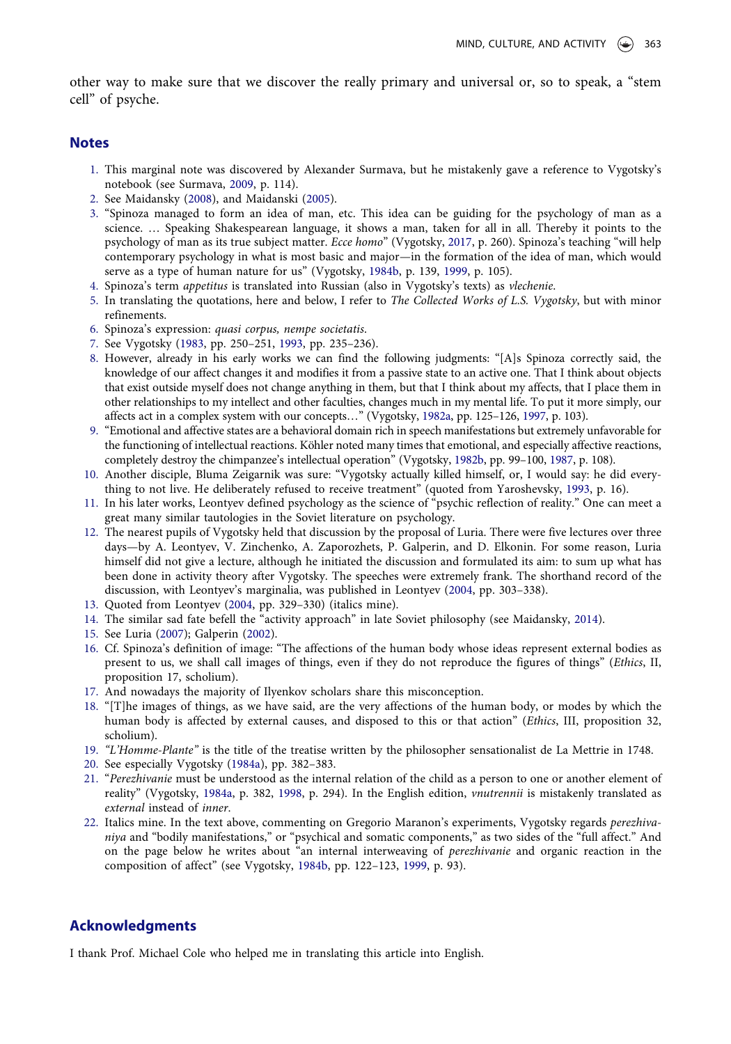other way to make sure that we discover the really primary and universal or, so to speak, a "stem cell" of psyche.

## Notes

1. This marginal note was discovered by Alexander Surmava, but he mistakenly gave a reference to Vygotsky's notebook (see Surmava, 2009, p. 114).
2. See Maidansky (2008), and Maidanski (2005).
3. "Spinoza managed to form an idea of man, etc. This idea can be guiding for the psychology of man as a science. … Speaking Shakespearean language, it shows a man, taken for all in all. Thereby it points to the psychology of man as its true subject matter. *Ecce homo*" (Vygotsky, 2017, p. 260). Spinoza's teaching "will help contemporary psychology in what is most basic and major—in the formation of the idea of man, which would serve as a type of human nature for us" (Vygotsky, 1984b, p. 139, 1999, p. 105).
4. Spinoza's term *appetitus* is translated into Russian (also in Vygotsky's texts) as *vlechenie*.
5. In translating the quotations, here and below, I refer to *The Collected Works of L.S. Vygotsky*, but with minor refinements.
6. Spinoza's expression: *quasi corpus, nempe societatis*.
7. See Vygotsky (1983, pp. 250–251, 1993, pp. 235–236).
8. However, already in his early works we can find the following judgments: "[A]s Spinoza correctly said, the knowledge of our affect changes it and modifies it from a passive state to an active one. That I think about objects that exist outside myself does not change anything in them, but that I think about my affects, that I place them in other relationships to my intellect and other faculties, changes much in my mental life. To put it more simply, our affects act in a complex system with our concepts…" (Vygotsky, 1982a, pp. 125–126, 1997, p. 103).
9. "Emotional and affective states are a behavioral domain rich in speech manifestations but extremely unfavorable for the functioning of intellectual reactions. Köhler noted many times that emotional, and especially affective reactions, completely destroy the chimpanzee's intellectual operation" (Vygotsky, 1982b, pp. 99–100, 1987, p. 108).
10. Another disciple, Bluma Zeigarnik was sure: "Vygotsky actually killed himself, or, I would say: he did everything to not live. He deliberately refused to receive treatment" (quoted from Yaroshevsky, 1993, p. 16).
11. In his later works, Leontyev defined psychology as the science of "psychic reflection of reality." One can meet a great many similar tautologies in the Soviet literature on psychology.
12. The nearest pupils of Vygotsky held that discussion by the proposal of Luria. There were five lectures over three days—by A. Leontyev, V. Zinchenko, A. Zaporozhets, P. Galperin, and D. Elkonin. For some reason, Luria himself did not give a lecture, although he initiated the discussion and formulated its aim: to sum up what has been done in activity theory after Vygotsky. The speeches were extremely frank. The shorthand record of the discussion, with Leontyev's marginalia, was published in Leontyev (2004, pp. 303–338).
13. Quoted from Leontyev (2004, pp. 329–330) (italics mine).
14. The similar sad fate befell the "activity approach" in late Soviet philosophy (see Maidansky, 2014).
15. See Luria (2007); Galperin (2002).
16. Cf. Spinoza's definition of image: "The affections of the human body whose ideas represent external bodies as present to us, we shall call images of things, even if they do not reproduce the figures of things" (*Ethics*, II, proposition 17, scholium).
17. And nowadays the majority of Ilyenkov scholars share this misconception.
18. "[T]he images of things, as we have said, are the very affections of the human body, or modes by which the human body is affected by external causes, and disposed to this or that action" (*Ethics*, III, proposition 32, scholium).
19. *"L'Homme-Plante"* is the title of the treatise written by the philosopher sensationalist de La Mettrie in 1748.
20. See especially Vygotsky (1984a), pp. 382–383.
21. "*Perezhivanie* must be understood as the internal relation of the child as a person to one or another element of reality" (Vygotsky, 1984a, p. 382, 1998, p. 294). In the English edition, *vnutrennii* is mistakenly translated as *external* instead of *inner*.
22. Italics mine. In the text above, commenting on Gregorio Maranon's experiments, Vygotsky regards *perezhivaniya* and "bodily manifestations," or "psychical and somatic components," as two sides of the "full affect." And on the page below he writes about "an internal interweaving of *perezhivanie* and organic reaction in the composition of affect" (see Vygotsky, 1984b, pp. 122–123, 1999, p. 93).

## Acknowledgments

I thank Prof. Michael Cole who helped me in translating this article into English.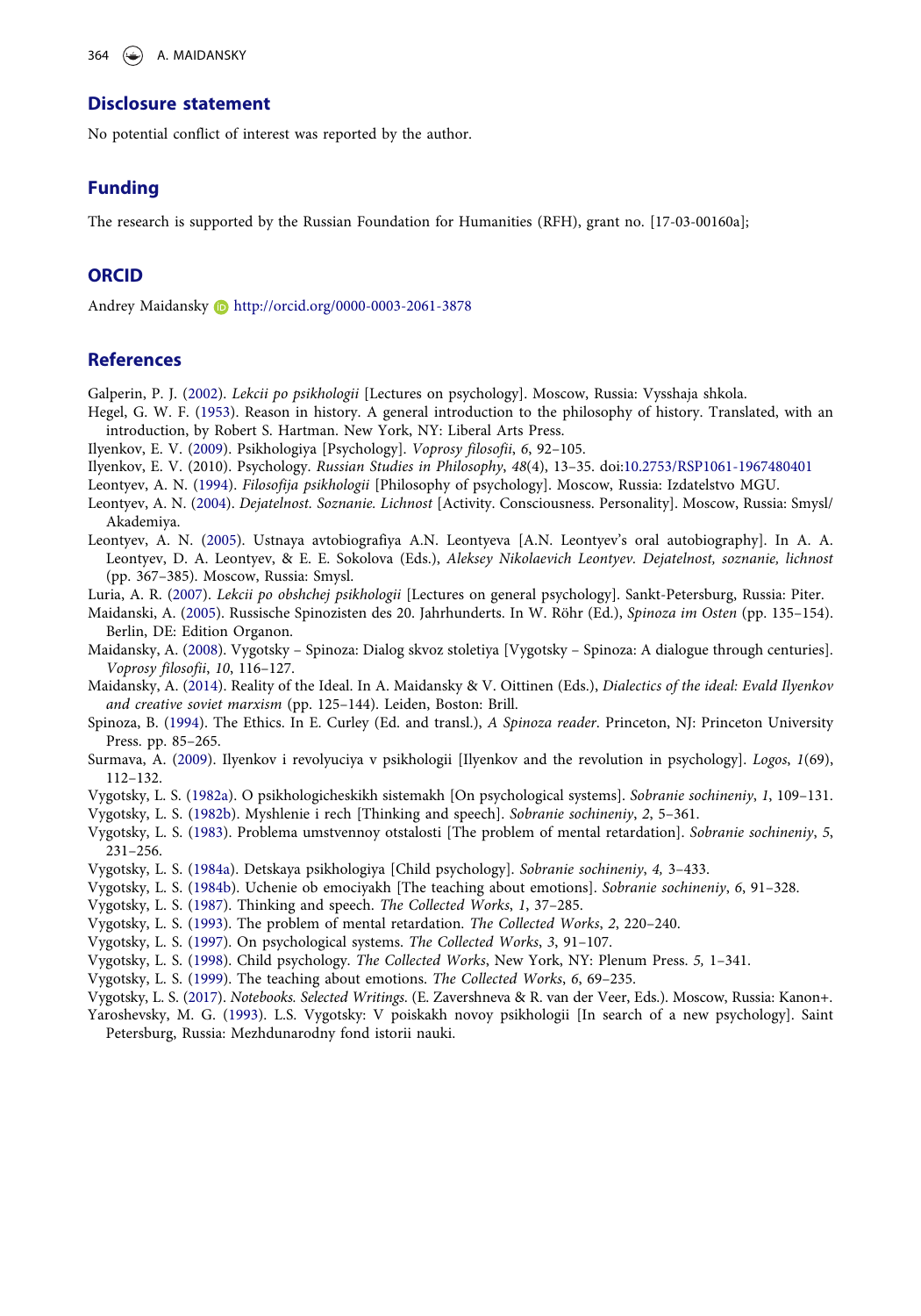## Disclosure statement

No potential conflict of interest was reported by the author.

## Funding

The research is supported by the Russian Foundation for Humanities (RFH), grant no. [17-03-00160a];

## ORCID

Andrey Maidansky http://orcid.org/0000-0003-2061-3878

## References

Galperin, P. J. (2002). *Lekcii po psikhologii* [Lectures on psychology]. Moscow, Russia: Vysshaja shkola.

Hegel, G. W. F. (1953). Reason in history. A general introduction to the philosophy of history. Translated, with an introduction, by Robert S. Hartman. New York, NY: Liberal Arts Press.

Ilyenkov, E. V. (2009). Psikhologiya [Psychology]. *Voprosy filosofii*, *6*, 92–105.

Ilyenkov, E. V. (2010). Psychology. *Russian Studies in Philosophy*, *48*(4), 13–35. doi:10.2753/RSP1061-1967480401

Leontyev, A. N. (1994). *Filosofija psikhologii* [Philosophy of psychology]. Moscow, Russia: Izdatelstvo MGU.

Leontyev, A. N. (2004). *Dejatelnost. Soznanie. Lichnost* [Activity. Consciousness. Personality]. Moscow, Russia: Smysl/Akademiya.

Leontyev, A. N. (2005). Ustnaya avtobiografiya A.N. Leontyeva [A.N. Leontyev's oral autobiography]. In A. A. Leontyev, D. A. Leontyev, & E. E. Sokolova (Eds.), *Aleksey Nikolaevich Leontyev. Dejatelnost, soznanie, lichnost* (pp. 367–385). Moscow, Russia: Smysl.

Luria, A. R. (2007). *Lekcii po obshchej psikhologii* [Lectures on general psychology]. Sankt-Petersburg, Russia: Piter.

Maidanski, A. (2005). Russische Spinozisten des 20. Jahrhunderts. In W. Röhr (Ed.), *Spinoza im Osten* (pp. 135–154). Berlin, DE: Edition Organon.

Maidansky, A. (2008). Vygotsky – Spinoza: Dialog skvoz stoletiya [Vygotsky – Spinoza: A dialogue through centuries]. *Voprosy filosofii*, *10*, 116–127.

Maidansky, A. (2014). Reality of the Ideal. In A. Maidansky & V. Oittinen (Eds.), *Dialectics of the ideal: Evald Ilyenkov and creative soviet marxism* (pp. 125–144). Leiden, Boston: Brill.

Spinoza, B. (1994). The Ethics. In E. Curley (Ed. and transl.), *A Spinoza reader*. Princeton, NJ: Princeton University Press. pp. 85–265.

Surmava, A. (2009). Ilyenkov i revolyuciya v psikhologii [Ilyenkov and the revolution in psychology]. *Logos*, *1*(69), 112–132.

Vygotsky, L. S. (1982a). O psikhologicheskikh sistemakh [On psychological systems]. *Sobranie sochineniy*, *1*, 109–131.

Vygotsky, L. S. (1982b). Myshlenie i rech [Thinking and speech]. *Sobranie sochineniy*, *2*, 5–361.

Vygotsky, L. S. (1983). Problema umstvennoy otstalosti [The problem of mental retardation]. *Sobranie sochineniy*, *5*, 231–256.

Vygotsky, L. S. (1984a). Detskaya psikhologiya [Child psychology]. *Sobranie sochineniy*, *4,* 3–433.

Vygotsky, L. S. (1984b). Uchenie ob emociyakh [The teaching about emotions]. *Sobranie sochineniy*, *6*, 91–328.

Vygotsky, L. S. (1987). Thinking and speech. *The Collected Works*, *1*, 37–285.

Vygotsky, L. S. (1993). The problem of mental retardation. *The Collected Works*, *2*, 220–240.

Vygotsky, L. S. (1997). On psychological systems. *The Collected Works*, *3*, 91–107.

Vygotsky, L. S. (1998). Child psychology. *The Collected Works*, New York, NY: Plenum Press. *5,* 1–341.

Vygotsky, L. S. (1999). The teaching about emotions. *The Collected Works*, *6*, 69–235.

Vygotsky, L. S. (2017). *Notebooks. Selected Writings*. (E. Zavershneva & R. van der Veer, Eds.). Moscow, Russia: Kanon+.

Yaroshevsky, M. G. (1993). L.S. Vygotsky: V poiskakh novoy psikhologii [In search of a new psychology]. Saint Petersburg, Russia: Mezhdunarodny fond istorii nauki.